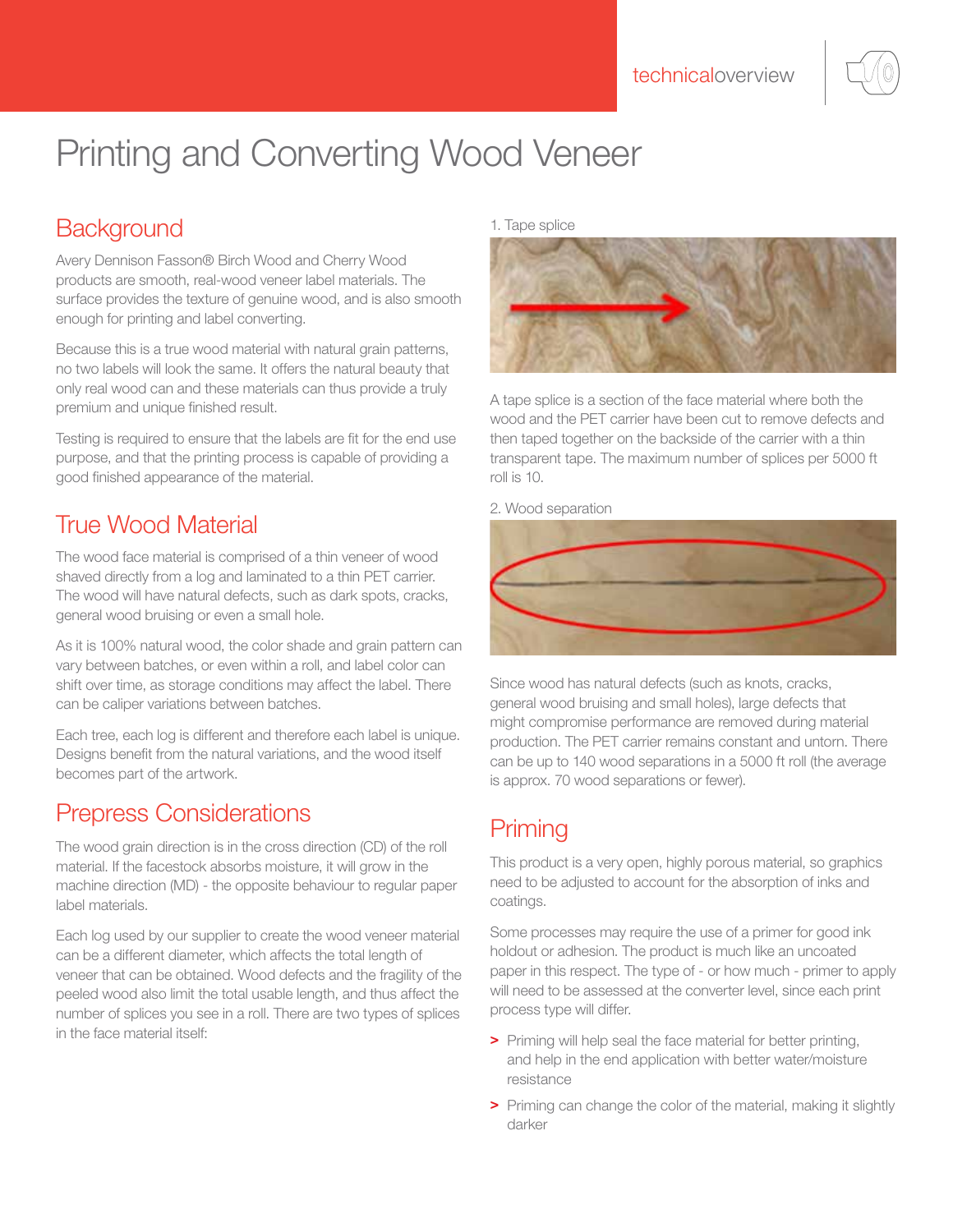# Printing and Converting Wood Veneer

## Background

Avery Dennison Fasson® Birch Wood and Cherry Wood products are smooth, real-wood veneer label materials. The surface provides the texture of genuine wood, and is also smooth enough for printing and label converting.

Because this is a true wood material with natural grain patterns, no two labels will look the same. It offers the natural beauty that only real wood can and these materials can thus provide a truly premium and unique finished result.

Testing is required to ensure that the labels are fit for the end use purpose, and that the printing process is capable of providing a good finished appearance of the material.

## True Wood Material

The wood face material is comprised of a thin veneer of wood shaved directly from a log and laminated to a thin PET carrier. The wood will have natural defects, such as dark spots, cracks, general wood bruising or even a small hole.

As it is 100% natural wood, the color shade and grain pattern can vary between batches, or even within a roll, and label color can shift over time, as storage conditions may affect the label. There can be caliper variations between batches.

Each tree, each log is different and therefore each label is unique. Designs benefit from the natural variations, and the wood itself becomes part of the artwork.

## Prepress Considerations

The wood grain direction is in the cross direction (CD) of the roll material. If the facestock absorbs moisture, it will grow in the machine direction (MD) - the opposite behaviour to regular paper label materials.

Each log used by our supplier to create the wood veneer material can be a different diameter, which affects the total length of veneer that can be obtained. Wood defects and the fragility of the peeled wood also limit the total usable length, and thus affect the number of splices you see in a roll. There are two types of splices in the face material itself:

1. Tape splice

A tape splice is a section of the face material where both the wood and the PET carrier have been cut to remove defects and then taped together on the backside of the carrier with a thin transparent tape. The maximum number of splices per 5000 ft roll is 10.

2. Wood separation

Since wood has natural defects (such as knots, cracks, general wood bruising and small holes), large defects that might compromise performance are removed during material production. The PET carrier remains constant and untorn. There can be up to 140 wood separations in a 5000 ft roll (the average is approx. 70 wood separations or fewer).

## Priming

This product is a very open, highly porous material, so graphics need to be adjusted to account for the absorption of inks and coatings.

Some processes may require the use of a primer for good ink holdout or adhesion. The product is much like an uncoated paper in this respect. The type of - or how much - primer to apply will need to be assessed at the converter level, since each print process type will differ.

- Priming will help seal the face material for better printing, and help in the end application with better water/moisture resistance
- Priming can change the color of the material, making it slightly darker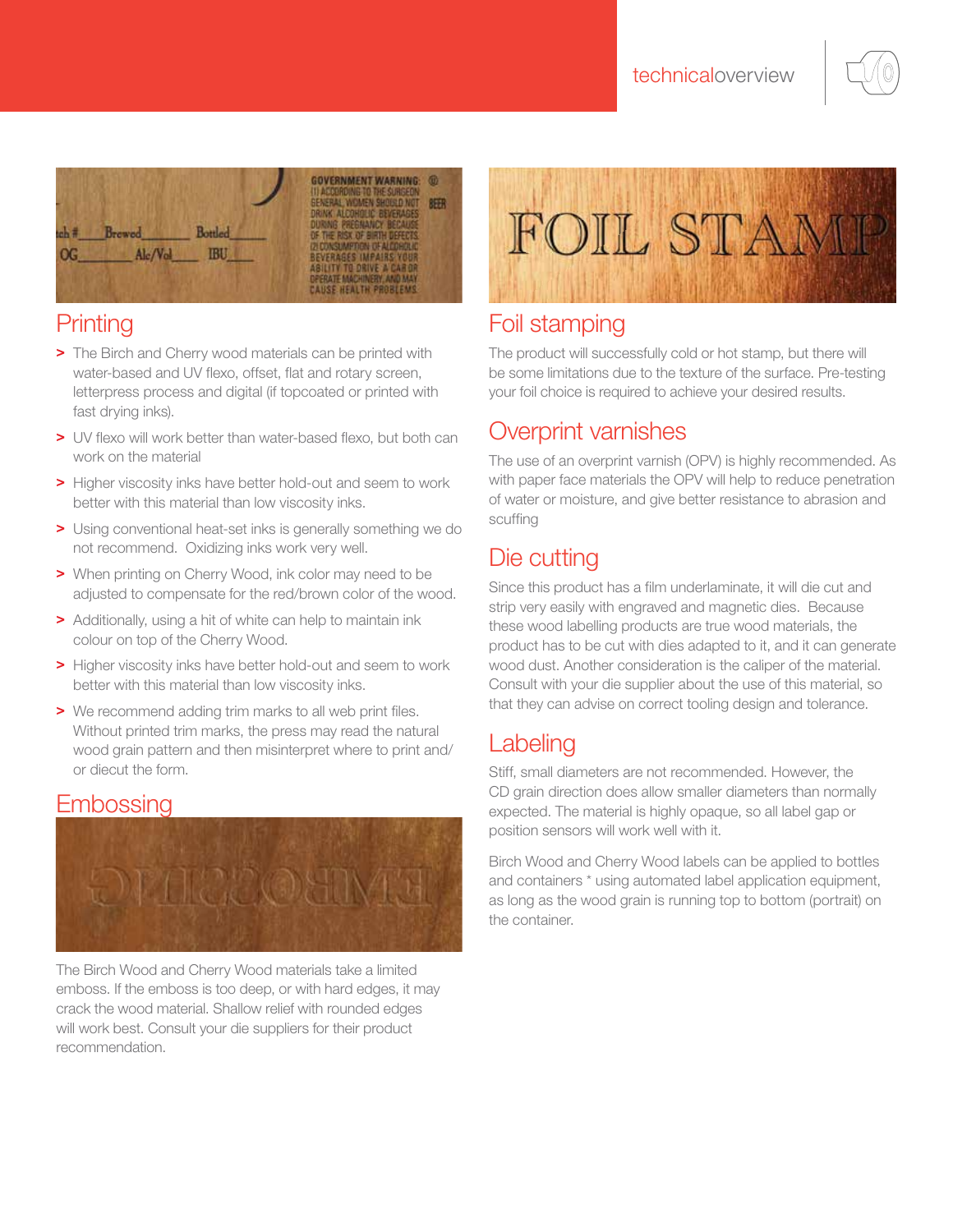## Printing

- The Birch and Cherry wood materials can be printed with water-based and UV flexo, offset, flat and rotary screen, letterpress process and digital (if topcoated or printed with fast drying inks).
- UV flexo will work better than water-based flexo, but both can work on the material
- Higher viscosity inks have better hold-out and seem to work better with this material than low viscosity inks.
- Using conventional heat-set inks is generally something we do not recommend. Oxidizing inks work very well.
- When printing on Cherry Wood, ink color may need to be adjusted to compensate for the red/brown color of the wood.
- Additionally, using a hit of white can help to maintain ink colour on top of the Cherry Wood.
- Higher viscosity inks have better hold-out and seem to work better with this material than low viscosity inks.
- We recommend adding trim marks to all web print files. Without printed trim marks, the press may read the natural wood grain pattern and then misinterpret where to print and/or diecut the form.

## Embossing

The Birch Wood and Cherry Wood materials take a limited emboss. If the emboss is too deep, or with hard edges, it may crack the wood material. Shallow relief with rounded edges will work best. Consult your die suppliers for their product recommendation.

## Foil stamping

The product will successfully cold or hot stamp, but there will be some limitations due to the texture of the surface. Pre-testing your foil choice is required to achieve your desired results.

## Overprint varnishes

The use of an overprint varnish (OPV) is highly recommended. As with paper face materials the OPV will help to reduce penetration of water or moisture, and give better resistance to abrasion and scuffing

## Die cutting

Since this product has a film underlaminate, it will die cut and strip very easily with engraved and magnetic dies. Because these wood labelling products are true wood materials, the product has to be cut with dies adapted to it, and it can generate wood dust. Another consideration is the caliper of the material. Consult with your die supplier about the use of this material, so that they can advise on correct tooling design and tolerance.

## Labeling

Stiff, small diameters are not recommended. However, the CD grain direction does allow smaller diameters than normally expected. The material is highly opaque, so all label gap or position sensors will work well with it.

Birch Wood and Cherry Wood labels can be applied to bottles and containers * using automated label application equipment, as long as the wood grain is running top to bottom (portrait) on the container.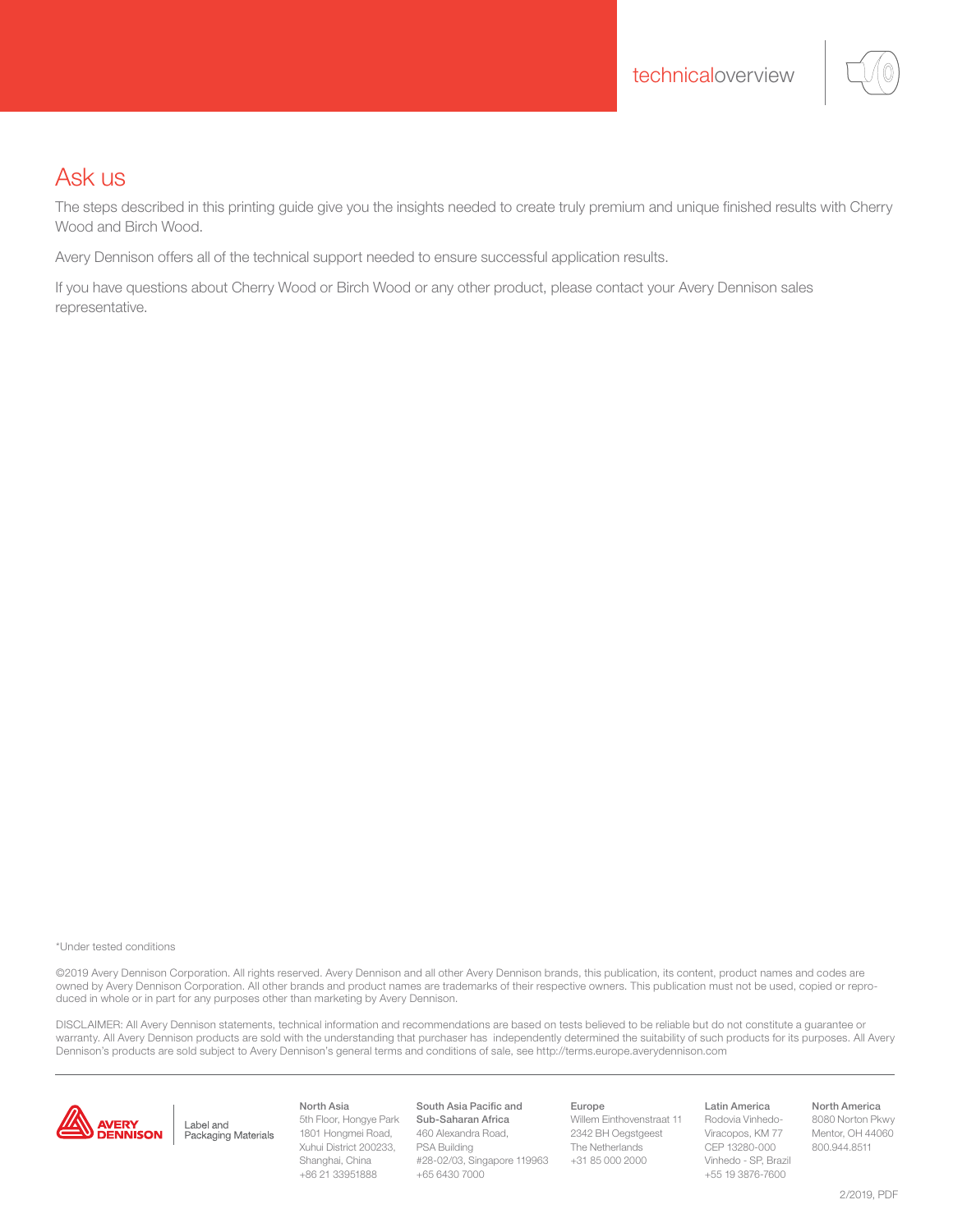# Ask us

The steps described in this printing guide give you the insights needed to create truly premium and unique finished results with Cherry Wood and Birch Wood.

Avery Dennison offers all of the technical support needed to ensure successful application results.

If you have questions about Cherry Wood or Birch Wood or any other product, please contact your Avery Dennison sales representative.

*Under tested conditions

©2019 Avery Dennison Corporation. All rights reserved. Avery Dennison and all other Avery Dennison brands, this publication, its content, product names and codes are owned by Avery Dennison Corporation. All other brands and product names are trademarks of their respective owners. This publication must not be used, copied or reproduced in whole or in part for any purposes other than marketing by Avery Dennison.

DISCLAIMER: All Avery Dennison statements, technical information and recommendations are based on tests believed to be reliable but do not constitute a guarantee or warranty. All Avery Dennison products are sold with the understanding that purchaser has independently determined the suitability of such products for its purposes. All Avery Dennison's products are sold subject to Avery Dennison's general terms and conditions of sale, see http://terms.europe.averydennison.com

AVERY DENNISON | Label and Packaging Materials

**North Asia**
5th Floor, Hongye Park
1801 Hongmei Road,
Xuhui District 200233,
Shanghai, China
+86 21 33951888

**South Asia Pacific and Sub-Saharan Africa**
460 Alexandra Road,
PSA Building
#28-02/03, Singapore 119963
+65 6430 7000

**Europe**
Willem Einthovenstraat 11
2342 BH Oegstgeest
The Netherlands
+31 85 000 2000

**Latin America**
Rodovia Vinhedo-
Viracopos, KM 77
CEP 13280-000
Vinhedo - SP, Brazil
+55 19 3876-7600

**North America**
8080 Norton Pkwy
Mentor, OH 44060
800.944.8511

2/2019, PDF